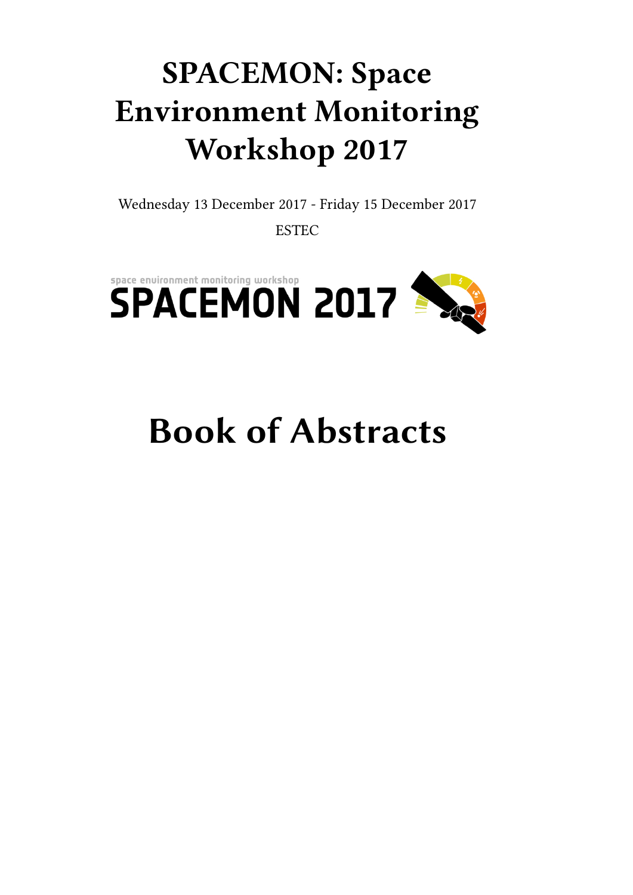# SPACEMON: Space Environment Monitoring Workshop 2017

Wednesday 13 December 2017 - Friday 15 December 2017

ESTEC

# Book of Abstracts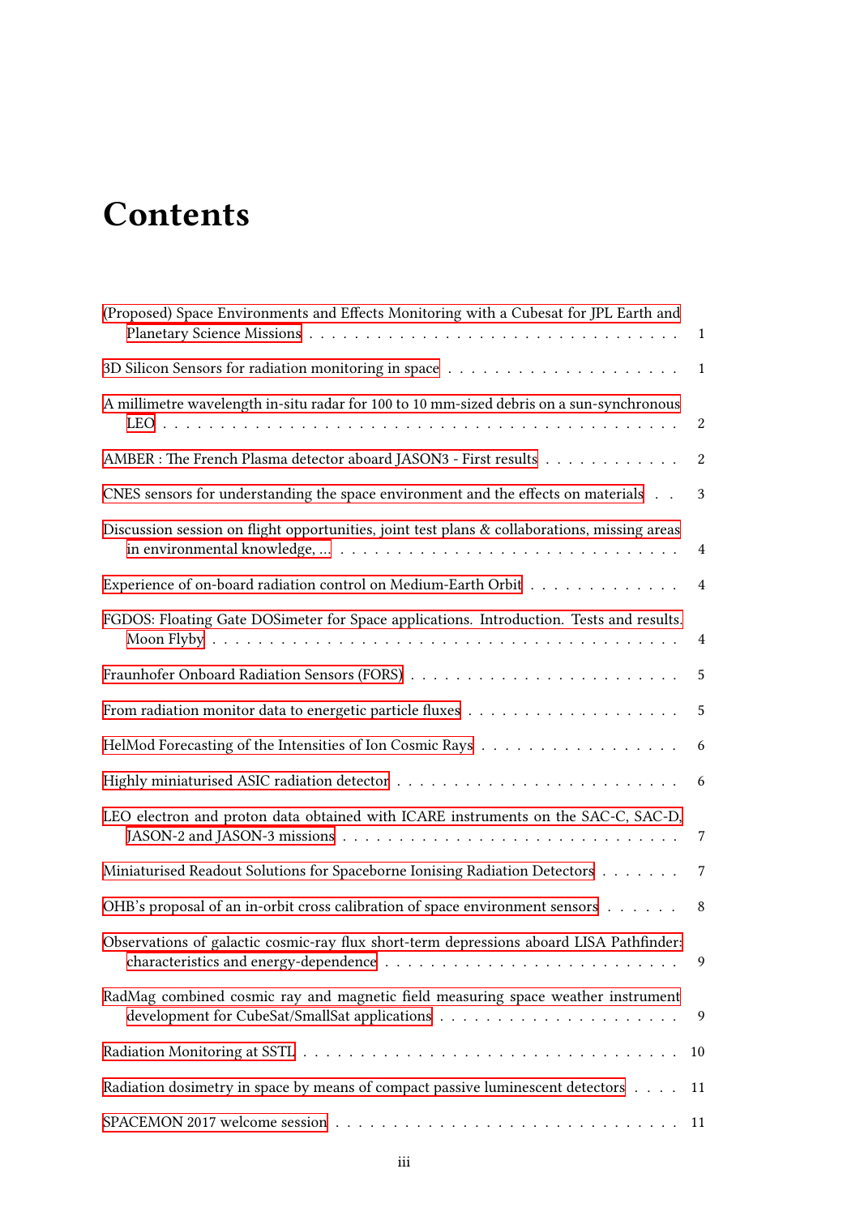# Contents

(Proposed) Space Environments and Effects Monitoring with a Cubesat for JPL Earth and Planetary Science Missions . . . . . . . . . . . . . . . . . . . . . . . . . . . . . . . . 1

3D Silicon Sensors for radiation monitoring in space . . . . . . . . . . . . . . . . . . . . 1

A millimetre wavelength in-situ radar for 100 to 10 mm-sized debris on a sun-synchronous LEO . . . . . . . . . . . . . . . . . . . . . . . . . . . . . . . . . . . . . . . . . . . . 2

AMBER : The French Plasma detector aboard JASON3 - First results . . . . . . . . . . . . 2

CNES sensors for understanding the space environment and the effects on materials . . 3

Discussion session on flight opportunities, joint test plans & collaborations, missing areas in environmental knowledge, ... . . . . . . . . . . . . . . . . . . . . . . . . . . . . . 4

Experience of on-board radiation control on Medium-Earth Orbit . . . . . . . . . . . . . 4

FGDOS: Floating Gate DOSimeter for Space applications. Introduction. Tests and results. Moon Flyby . . . . . . . . . . . . . . . . . . . . . . . . . . . . . . . . . . . . . . . . 4

Fraunhofer Onboard Radiation Sensors (FORS) . . . . . . . . . . . . . . . . . . . . . . . . 5

From radiation monitor data to energetic particle fluxes . . . . . . . . . . . . . . . . . . 5

HelMod Forecasting of the Intensities of Ion Cosmic Rays . . . . . . . . . . . . . . . . . 6

Highly miniaturised ASIC radiation detector . . . . . . . . . . . . . . . . . . . . . . . . 6

LEO electron and proton data obtained with ICARE instruments on the SAC-C, SAC-D, JASON-2 and JASON-3 missions . . . . . . . . . . . . . . . . . . . . . . . . . . . . 7

Miniaturised Readout Solutions for Spaceborne Ionising Radiation Detectors . . . . . . . 7

OHB's proposal of an in-orbit cross calibration of space environment sensors . . . . . . 8

Observations of galactic cosmic-ray flux short-term depressions aboard LISA Pathfinder: characteristics and energy-dependence . . . . . . . . . . . . . . . . . . . . . . . . . 9

RadMag combined cosmic ray and magnetic field measuring space weather instrument development for CubeSat/SmallSat applications . . . . . . . . . . . . . . . . . . . . 9

Radiation Monitoring at SSTL . . . . . . . . . . . . . . . . . . . . . . . . . . . . . . . . 10

Radiation dosimetry in space by means of compact passive luminescent detectors . . . . 11

SPACEMON 2017 welcome session . . . . . . . . . . . . . . . . . . . . . . . . . . . . . 11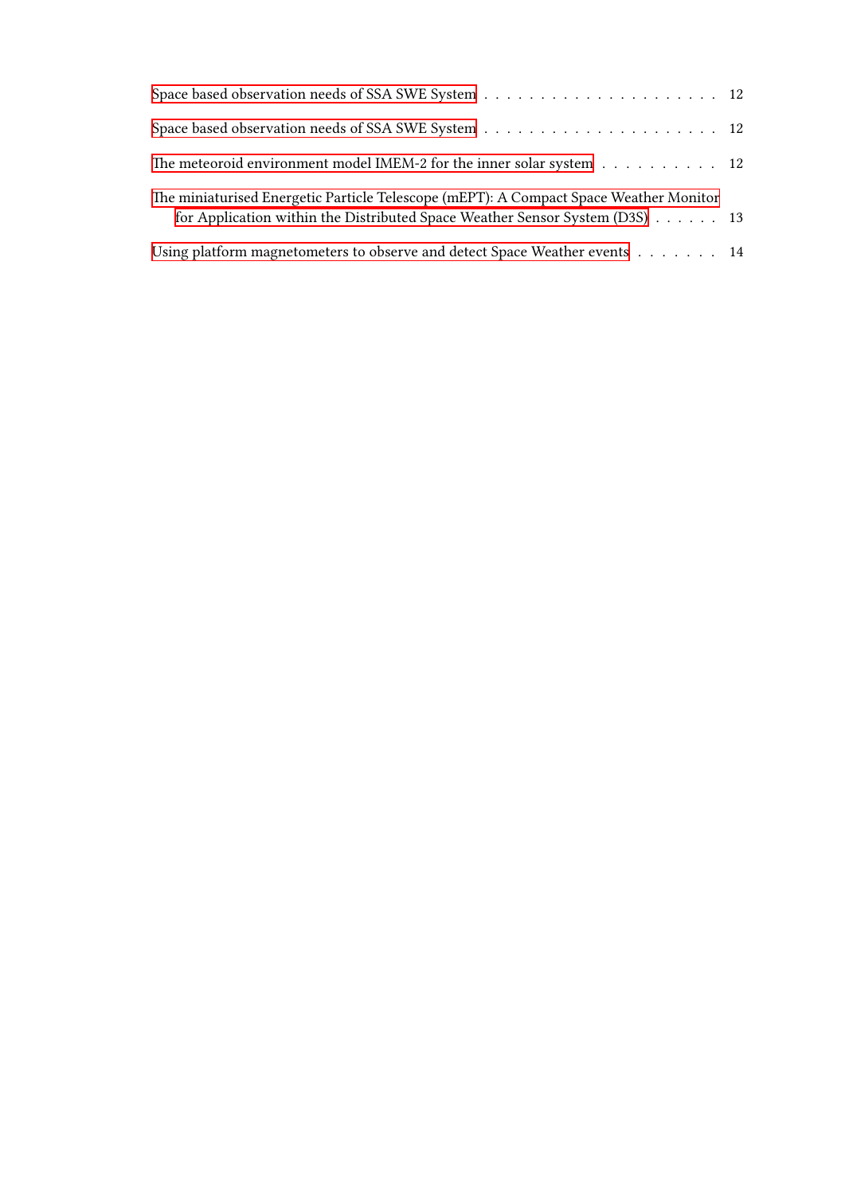Space based observation needs of SSA SWE System . . . . . . . . . . . . . . . . . . . . . 12

Space based observation needs of SSA SWE System . . . . . . . . . . . . . . . . . . . . . 12

The meteoroid environment model IMEM-2 for the inner solar system . . . . . . . . . . . 12

The miniaturised Energetic Particle Telescope (mEPT): A Compact Space Weather Monitor for Application within the Distributed Space Weather Sensor System (D3S) . . . . . . 13

Using platform magnetometers to observe and detect Space Weather events . . . . . . . 14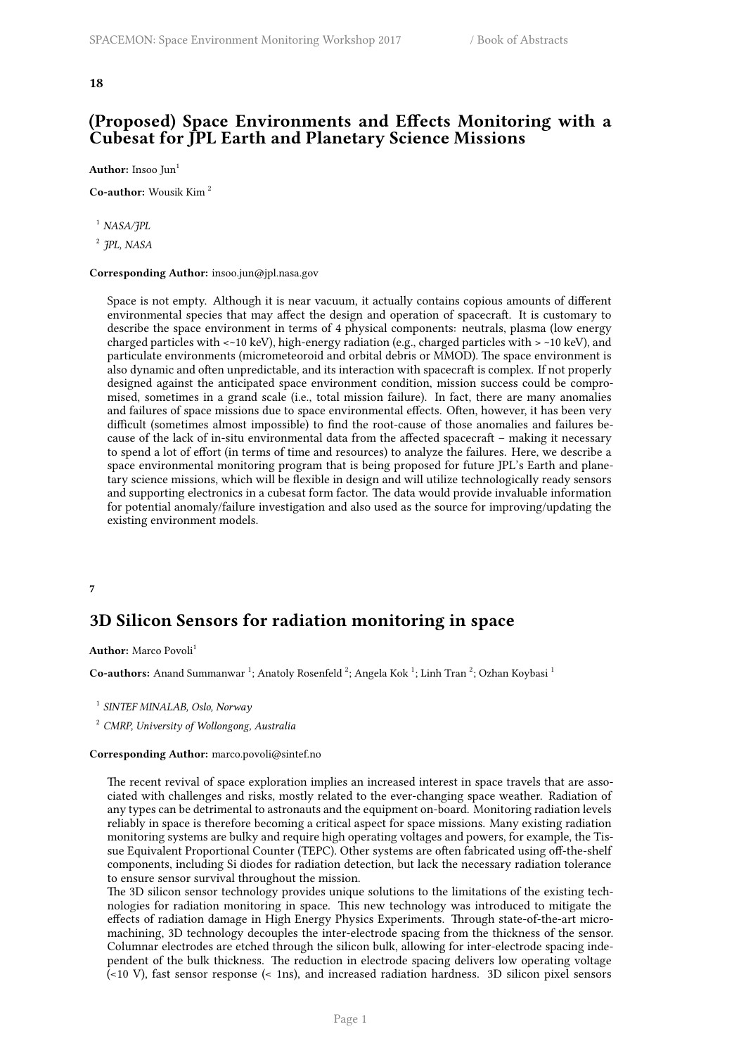**18**

## (Proposed) Space Environments and Effects Monitoring with a Cubesat for JPL Earth and Planetary Science Missions

**Author:** Insoo Jun[1]

**Co-author:** Wousik Kim [2]

[1] *NASA/JPL*

[2] *JPL, NASA*

**Corresponding Author:** insoo.jun@jpl.nasa.gov

Space is not empty. Although it is near vacuum, it actually contains copious amounts of different environmental species that may affect the design and operation of spacecraft. It is customary to describe the space environment in terms of 4 physical components: neutrals, plasma (low energy charged particles with <~10 keV), high-energy radiation (e.g., charged particles with > ~10 keV), and particulate environments (micrometeoroid and orbital debris or MMOD). The space environment is also dynamic and often unpredictable, and its interaction with spacecraft is complex. If not properly designed against the anticipated space environment condition, mission success could be compromised, sometimes in a grand scale (i.e., total mission failure). In fact, there are many anomalies and failures of space missions due to space environmental effects. Often, however, it has been very difficult (sometimes almost impossible) to find the root-cause of those anomalies and failures because of the lack of in-situ environmental data from the affected spacecraft – making it necessary to spend a lot of effort (in terms of time and resources) to analyze the failures. Here, we describe a space environmental monitoring program that is being proposed for future JPL's Earth and planetary science missions, which will be flexible in design and will utilize technologically ready sensors and supporting electronics in a cubesat form factor. The data would provide invaluable information for potential anomaly/failure investigation and also used as the source for improving/updating the existing environment models.

**7**

## 3D Silicon Sensors for radiation monitoring in space

**Author:** Marco Povoli[1]

**Co-authors:** Anand Summanwar [1]; Anatoly Rosenfeld [2]; Angela Kok [1]; Linh Tran [2]; Ozhan Koybasi [1]

[1] *SINTEF MINALAB, Oslo, Norway*

[2] *CMRP, University of Wollongong, Australia*

**Corresponding Author:** marco.povoli@sintef.no

The recent revival of space exploration implies an increased interest in space travels that are associated with challenges and risks, mostly related to the ever-changing space weather. Radiation of any types can be detrimental to astronauts and the equipment on-board. Monitoring radiation levels reliably in space is therefore becoming a critical aspect for space missions. Many existing radiation monitoring systems are bulky and require high operating voltages and powers, for example, the Tissue Equivalent Proportional Counter (TEPC). Other systems are often fabricated using off-the-shelf components, including Si diodes for radiation detection, but lack the necessary radiation tolerance to ensure sensor survival throughout the mission.

The 3D silicon sensor technology provides unique solutions to the limitations of the existing technologies for radiation monitoring in space. This new technology was introduced to mitigate the effects of radiation damage in High Energy Physics Experiments. Through state-of-the-art micromachining, 3D technology decouples the inter-electrode spacing from the thickness of the sensor. Columnar electrodes are etched through the silicon bulk, allowing for inter-electrode spacing independent of the bulk thickness. The reduction in electrode spacing delivers low operating voltage (<10 V), fast sensor response (< 1ns), and increased radiation hardness. 3D silicon pixel sensors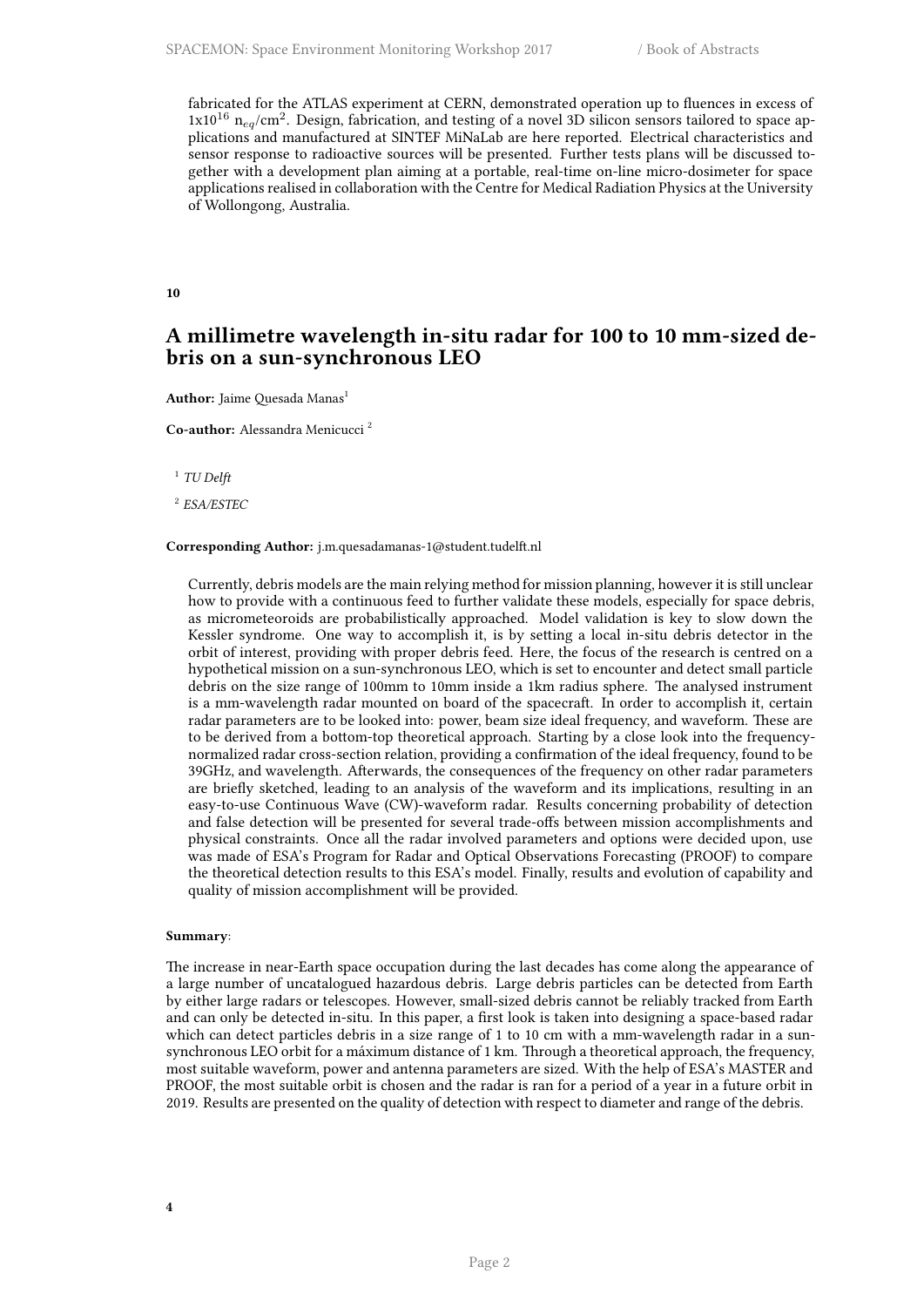fabricated for the ATLAS experiment at CERN, demonstrated operation up to fluences in excess of $1x10^{16}$ $n_{eq}/cm^2$. Design, fabrication, and testing of a novel 3D silicon sensors tailored to space applications and manufactured at SINTEF MiNaLab are here reported. Electrical characteristics and sensor response to radioactive sources will be presented. Further tests plans will be discussed together with a development plan aiming at a portable, real-time on-line micro-dosimeter for space applications realised in collaboration with the Centre for Medical Radiation Physics at the University of Wollongong, Australia.

**10**

## A millimetre wavelength in-situ radar for 100 to 10 mm-sized debris on a sun-synchronous LEO

**Author:** Jaime Quesada Manas[1]

**Co-author:** Alessandra Menicucci [2]

[1] *TU Delft*

[2] *ESA/ESTEC*

**Corresponding Author:** j.m.quesadamanas-1@student.tudelft.nl

Currently, debris models are the main relying method for mission planning, however it is still unclear how to provide with a continuous feed to further validate these models, especially for space debris, as micrometeoroids are probabilistically approached. Model validation is key to slow down the Kessler syndrome. One way to accomplish it, is by setting a local in-situ debris detector in the orbit of interest, providing with proper debris feed. Here, the focus of the research is centred on a hypothetical mission on a sun-synchronous LEO, which is set to encounter and detect small particle debris on the size range of 100mm to 10mm inside a 1km radius sphere. The analysed instrument is a mm-wavelength radar mounted on board of the spacecraft. In order to accomplish it, certain radar parameters are to be looked into: power, beam size ideal frequency, and waveform. These are to be derived from a bottom-top theoretical approach. Starting by a close look into the frequency-normalized radar cross-section relation, providing a confirmation of the ideal frequency, found to be 39GHz, and wavelength. Afterwards, the consequences of the frequency on other radar parameters are briefly sketched, leading to an analysis of the waveform and its implications, resulting in an easy-to-use Continuous Wave (CW)-waveform radar. Results concerning probability of detection and false detection will be presented for several trade-offs between mission accomplishments and physical constraints. Once all the radar involved parameters and options were decided upon, use was made of ESA's Program for Radar and Optical Observations Forecasting (PROOF) to compare the theoretical detection results to this ESA's model. Finally, results and evolution of capability and quality of mission accomplishment will be provided.

**Summary**:

The increase in near-Earth space occupation during the last decades has come along the appearance of a large number of uncatalogued hazardous debris. Large debris particles can be detected from Earth by either large radars or telescopes. However, small-sized debris cannot be reliably tracked from Earth and can only be detected in-situ. In this paper, a first look is taken into designing a space-based radar which can detect particles debris in a size range of 1 to 10 cm with a mm-wavelength radar in a sun-synchronous LEO orbit for a máximum distance of 1 km. Through a theoretical approach, the frequency, most suitable waveform, power and antenna parameters are sized. With the help of ESA's MASTER and PROOF, the most suitable orbit is chosen and the radar is ran for a period of a year in a future orbit in 2019. Results are presented on the quality of detection with respect to diameter and range of the debris.

**4**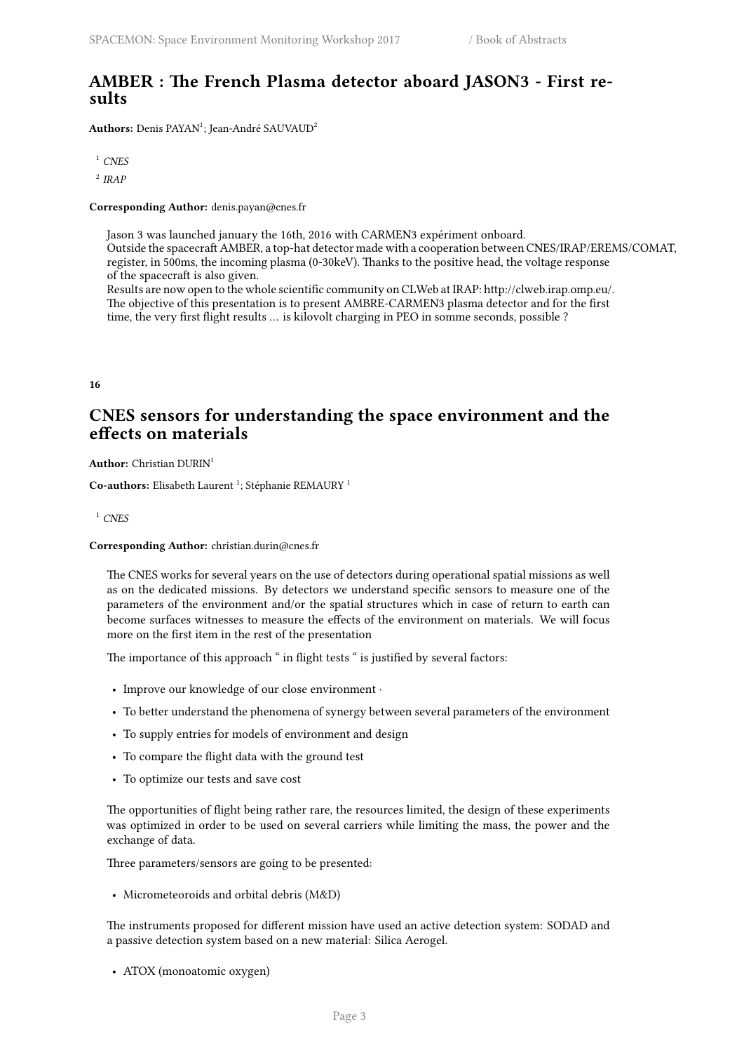## AMBER : The French Plasma detector aboard JASON3 - First results

**Authors:** Denis PAYAN[1]; Jean-André SAUVAUD[2]

[1] *CNES*

[2] *IRAP*

**Corresponding Author:** denis.payan@cnes.fr

Jason 3 was launched january the 16th, 2016 with CARMEN3 expériment onboard.
Outside the spacecraft AMBER, a top-hat detector made with a cooperation between CNES/IRAP/EREMS/COMAT, register, in 500ms, the incoming plasma (0-30keV). Thanks to the positive head, the voltage response of the spacecraft is also given.
Results are now open to the whole scientific community on CLWeb at IRAP: http://clweb.irap.omp.eu/.
The objective of this presentation is to present AMBRE-CARMEN3 plasma detector and for the first time, the very first flight results … is kilovolt charging in PEO in somme seconds, possible ?

**16**

## CNES sensors for understanding the space environment and the effects on materials

**Author:** Christian DURIN[1]

**Co-authors:** Elisabeth Laurent [1]; Stéphanie REMAURY [1]

[1] *CNES*

**Corresponding Author:** christian.durin@cnes.fr

The CNES works for several years on the use of detectors during operational spatial missions as well as on the dedicated missions. By detectors we understand specific sensors to measure one of the parameters of the environment and/or the spatial structures which in case of return to earth can become surfaces witnesses to measure the effects of the environment on materials. We will focus more on the first item in the rest of the presentation

The importance of this approach " in flight tests " is justified by several factors:

- Improve our knowledge of our close environment ·
- To better understand the phenomena of synergy between several parameters of the environment
- To supply entries for models of environment and design
- To compare the flight data with the ground test
- To optimize our tests and save cost

The opportunities of flight being rather rare, the resources limited, the design of these experiments was optimized in order to be used on several carriers while limiting the mass, the power and the exchange of data.

Three parameters/sensors are going to be presented:

- Micrometeoroids and orbital debris (M&D)

The instruments proposed for different mission have used an active detection system: SODAD and a passive detection system based on a new material: Silica Aerogel.

- ATOX (monoatomic oxygen)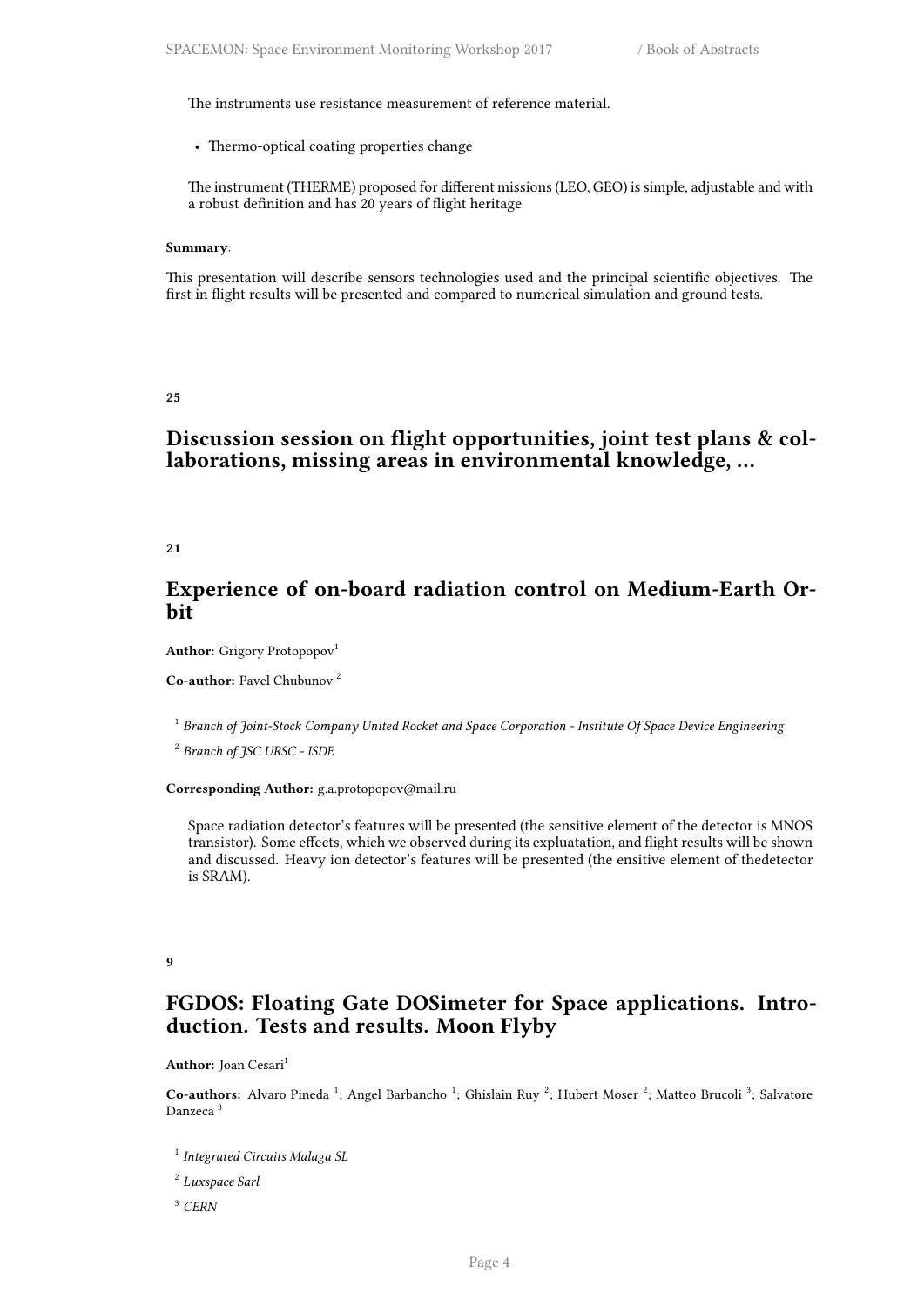The instruments use resistance measurement of reference material.

- Thermo-optical coating properties change

The instrument (THERME) proposed for different missions (LEO, GEO) is simple, adjustable and with a robust definition and has 20 years of flight heritage

**Summary**:

This presentation will describe sensors technologies used and the principal scientific objectives. The first in flight results will be presented and compared to numerical simulation and ground tests.

**25**

## Discussion session on flight opportunities, joint test plans & collaborations, missing areas in environmental knowledge, …

**21**

## Experience of on-board radiation control on Medium-Earth Orbit

**Author:** Grigory Protopopov[1]

**Co-author:** Pavel Chubunov [2]

[1] *Branch of Joint-Stock Company United Rocket and Space Corporation - Institute Of Space Device Engineering*

[2] *Branch of JSC URSC - ISDE*

**Corresponding Author:** g.a.protopopov@mail.ru

Space radiation detector's features will be presented (the sensitive element of the detector is MNOS transistor). Some effects, which we observed during its expluatation, and flight results will be shown and discussed. Heavy ion detector's features will be presented (the ensitive element of thedetector is SRAM).

**9**

## FGDOS: Floating Gate DOSimeter for Space applications. Introduction. Tests and results. Moon Flyby

**Author:** Joan Cesari[1]

**Co-authors:** Alvaro Pineda [1]; Angel Barbancho [1]; Ghislain Ruy [2]; Hubert Moser [2]; Matteo Brucoli [3]; Salvatore Danzeca [3]

[1] *Integrated Circuits Malaga SL*

[2] *Luxspace Sarl*

[3] *CERN*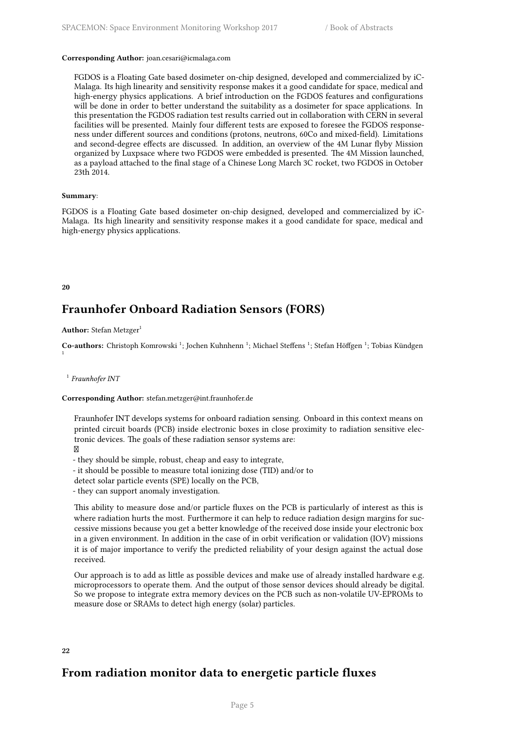**Corresponding Author:** joan.cesari@icmalaga.com

FGDOS is a Floating Gate based dosimeter on-chip designed, developed and commercialized by iC-Malaga. Its high linearity and sensitivity response makes it a good candidate for space, medical and high-energy physics applications. A brief introduction on the FGDOS features and configurations will be done in order to better understand the suitability as a dosimeter for space applications. In this presentation the FGDOS radiation test results carried out in collaboration with CERN in several facilities will be presented. Mainly four different tests are exposed to foresee the FGDOS responseness under different sources and conditions (protons, neutrons, 60Co and mixed-field). Limitations and second-degree effects are discussed. In addition, an overview of the 4M Lunar flyby Mission organized by Luxpsace where two FGDOS were embedded is presented. The 4M Mission launched, as a payload attached to the final stage of a Chinese Long March 3C rocket, two FGDOS in October 23th 2014.

**Summary**:

FGDOS is a Floating Gate based dosimeter on-chip designed, developed and commercialized by iC-Malaga. Its high linearity and sensitivity response makes it a good candidate for space, medical and high-energy physics applications.

**20**

## Fraunhofer Onboard Radiation Sensors (FORS)

**Author:** Stefan Metzger[1]

**Co-authors:** Christoph Komrowski [1]; Jochen Kuhnhenn [1]; Michael Steffens [1]; Stefan Höffgen [1]; Tobias Kündgen [1]

[1] *Fraunhofer INT*

**Corresponding Author:** stefan.metzger@int.fraunhofer.de

Fraunhofer INT develops systems for onboard radiation sensing. Onboard in this context means on printed circuit boards (PCB) inside electronic boxes in close proximity to radiation sensitive electronic devices. The goals of these radiation sensor systems are:

- they should be simple, robust, cheap and easy to integrate,
- it should be possible to measure total ionizing dose (TID) and/or to detect solar particle events (SPE) locally on the PCB,
- they can support anomaly investigation.

This ability to measure dose and/or particle fluxes on the PCB is particularly of interest as this is where radiation hurts the most. Furthermore it can help to reduce radiation design margins for successive missions because you get a better knowledge of the received dose inside your electronic box in a given environment. In addition in the case of in orbit verification or validation (IOV) missions it is of major importance to verify the predicted reliability of your design against the actual dose received.

Our approach is to add as little as possible devices and make use of already installed hardware e.g. microprocessors to operate them. And the output of those sensor devices should already be digital. So we propose to integrate extra memory devices on the PCB such as non-volatile UV-EPROMs to measure dose or SRAMs to detect high energy (solar) particles.

**22**

## From radiation monitor data to energetic particle fluxes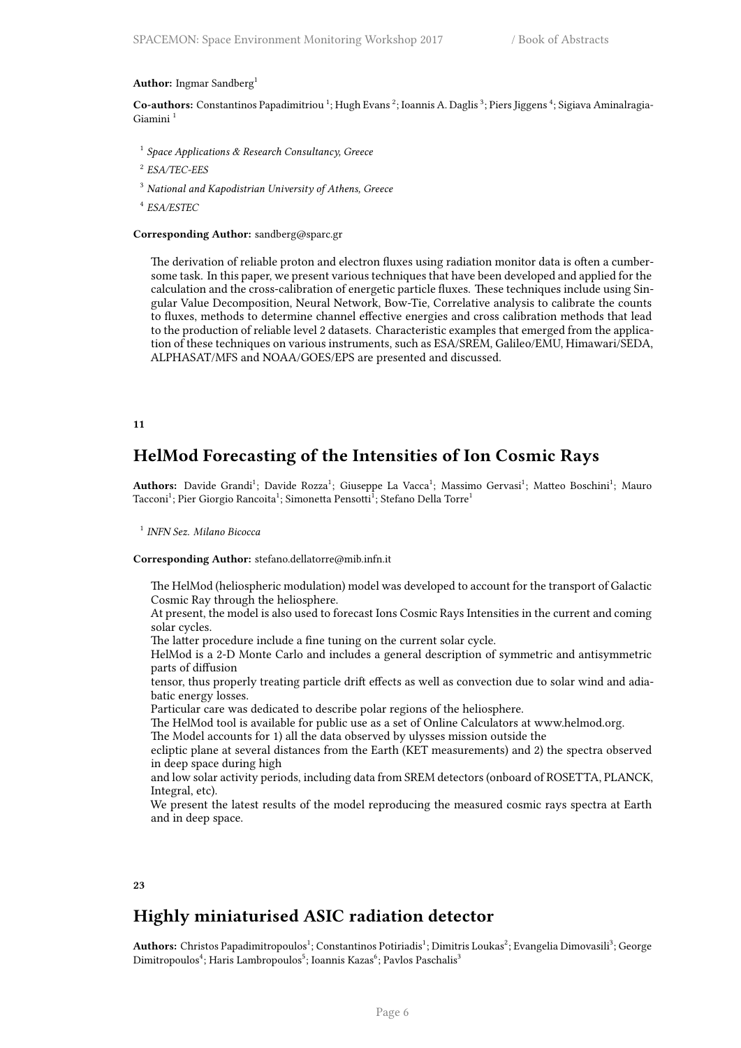**Author:** Ingmar Sandberg[1]

**Co-authors:** Constantinos Papadimitriou [1]; Hugh Evans [2]; Ioannis A. Daglis [3]; Piers Jiggens [4]; Sigiava Aminalragia-Giamini [1]

[1] *Space Applications & Research Consultancy, Greece*

[2] *ESA/TEC-EES*

[3] *National and Kapodistrian University of Athens, Greece*

[4] *ESA/ESTEC*

**Corresponding Author:** sandberg@sparc.gr

The derivation of reliable proton and electron fluxes using radiation monitor data is often a cumbersome task. In this paper, we present various techniques that have been developed and applied for the calculation and the cross-calibration of energetic particle fluxes. These techniques include using Singular Value Decomposition, Neural Network, Bow-Tie, Correlative analysis to calibrate the counts to fluxes, methods to determine channel effective energies and cross calibration methods that lead to the production of reliable level 2 datasets. Characteristic examples that emerged from the application of these techniques on various instruments, such as ESA/SREM, Galileo/EMU, Himawari/SEDA, ALPHASAT/MFS and NOAA/GOES/EPS are presented and discussed.

**11**

## HelMod Forecasting of the Intensities of Ion Cosmic Rays

**Authors:** Davide Grandi[1]; Davide Rozza[1]; Giuseppe La Vacca[1]; Massimo Gervasi[1]; Matteo Boschini[1]; Mauro Tacconi[1]; Pier Giorgio Rancoita[1]; Simonetta Pensotti[1]; Stefano Della Torre[1]

[1] *INFN Sez. Milano Bicocca*

**Corresponding Author:** stefano.dellatorre@mib.infn.it

The HelMod (heliospheric modulation) model was developed to account for the transport of Galactic Cosmic Ray through the heliosphere.
At present, the model is also used to forecast Ions Cosmic Rays Intensities in the current and coming solar cycles.
The latter procedure include a fine tuning on the current solar cycle.
HelMod is a 2-D Monte Carlo and includes a general description of symmetric and antisymmetric parts of diffusion
tensor, thus properly treating particle drift effects as well as convection due to solar wind and adiabatic energy losses.
Particular care was dedicated to describe polar regions of the heliosphere.
The HelMod tool is available for public use as a set of Online Calculators at www.helmod.org.
The Model accounts for 1) all the data observed by ulysses mission outside the
ecliptic plane at several distances from the Earth (KET measurements) and 2) the spectra observed in deep space during high
and low solar activity periods, including data from SREM detectors (onboard of ROSETTA, PLANCK, Integral, etc).
We present the latest results of the model reproducing the measured cosmic rays spectra at Earth and in deep space.

**23**

## Highly miniaturised ASIC radiation detector

**Authors:** Christos Papadimitropoulos[1]; Constantinos Potiriadis[1]; Dimitris Loukas[2]; Evangelia Dimovasili[3]; George Dimitropoulos[4]; Haris Lambropoulos[5]; Ioannis Kazas[6]; Pavlos Paschalis[3]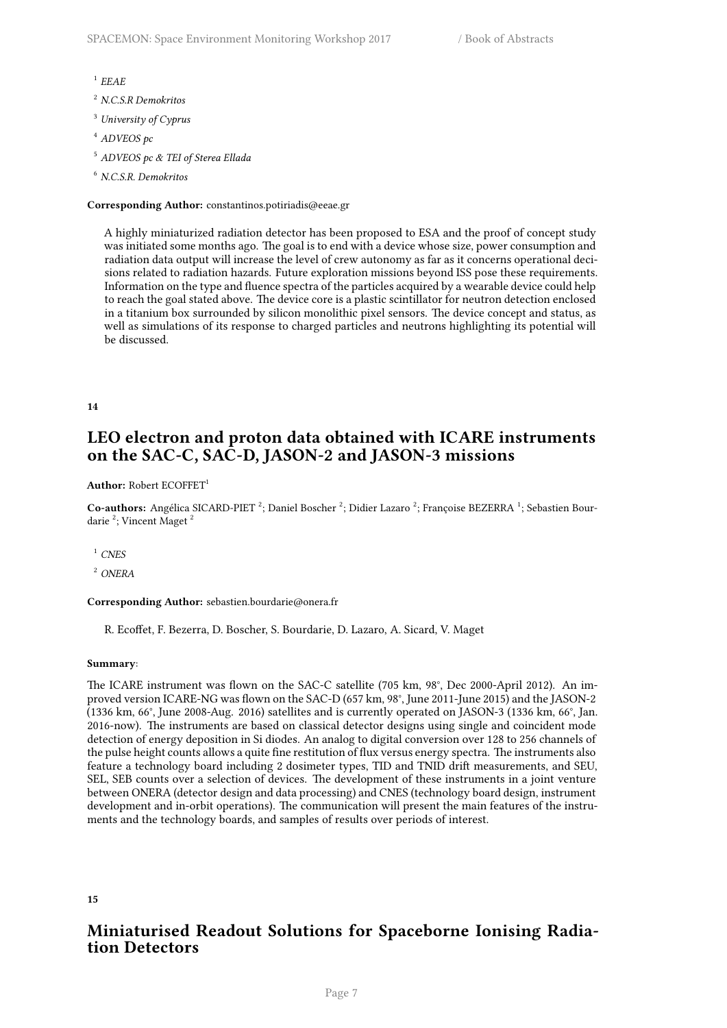[1] *EEAE*

[2] *N.C.S.R Demokritos*

[3] *University of Cyprus*

[4] *ADVEOS pc*

[5] *ADVEOS pc & TEI of Sterea Ellada*

[6] *N.C.S.R. Demokritos*

**Corresponding Author:** constantinos.potiriadis@eeae.gr

A highly miniaturized radiation detector has been proposed to ESA and the proof of concept study was initiated some months ago. The goal is to end with a device whose size, power consumption and radiation data output will increase the level of crew autonomy as far as it concerns operational decisions related to radiation hazards. Future exploration missions beyond ISS pose these requirements. Information on the type and fluence spectra of the particles acquired by a wearable device could help to reach the goal stated above. The device core is a plastic scintillator for neutron detection enclosed in a titanium box surrounded by silicon monolithic pixel sensors. The device concept and status, as well as simulations of its response to charged particles and neutrons highlighting its potential will be discussed.

**14**

## LEO electron and proton data obtained with ICARE instruments on the SAC-C, SAC-D, JASON-2 and JASON-3 missions

**Author:** Robert ECOFFET[1]

**Co-authors:** Angélica SICARD-PIET [2]; Daniel Boscher [2]; Didier Lazaro [2]; Françoise BEZERRA [1]; Sebastien Bourdarie [2]; Vincent Maget [2]

[1] *CNES*

[2] *ONERA*

**Corresponding Author:** sebastien.bourdarie@onera.fr

R. Ecoffet, F. Bezerra, D. Boscher, S. Bourdarie, D. Lazaro, A. Sicard, V. Maget

**Summary**:

The ICARE instrument was flown on the SAC-C satellite (705 km, 98°, Dec 2000-April 2012). An improved version ICARE-NG was flown on the SAC-D (657 km, 98°, June 2011-June 2015) and the JASON-2 (1336 km, 66°, June 2008-Aug. 2016) satellites and is currently operated on JASON-3 (1336 km, 66°, Jan. 2016-now). The instruments are based on classical detector designs using single and coincident mode detection of energy deposition in Si diodes. An analog to digital conversion over 128 to 256 channels of the pulse height counts allows a quite fine restitution of flux versus energy spectra. The instruments also feature a technology board including 2 dosimeter types, TID and TNID drift measurements, and SEU, SEL, SEB counts over a selection of devices. The development of these instruments in a joint venture between ONERA (detector design and data processing) and CNES (technology board design, instrument development and in-orbit operations). The communication will present the main features of the instruments and the technology boards, and samples of results over periods of interest.

**15**

## Miniaturised Readout Solutions for Spaceborne Ionising Radiation Detectors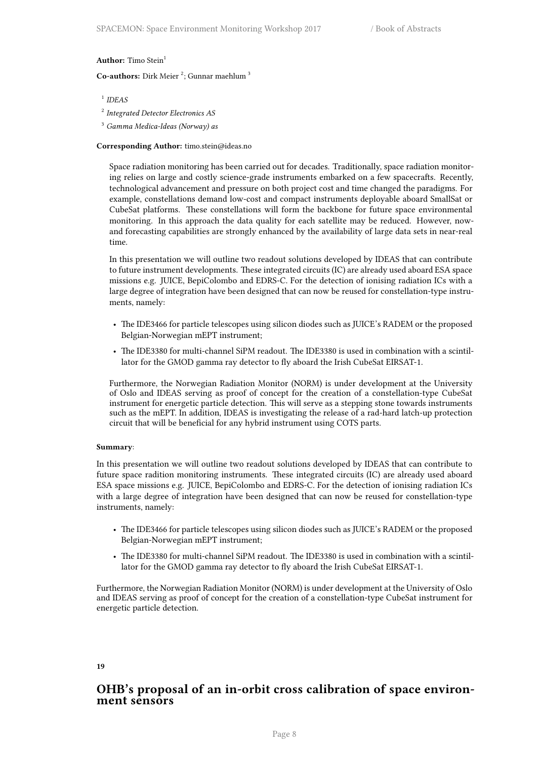**Author:** Timo Stein[1]

**Co-authors:** Dirk Meier [2]; Gunnar maehlum [3]

[1] *IDEAS*

[2] *Integrated Detector Electronics AS*

[3] *Gamma Medica-Ideas (Norway) as*

**Corresponding Author:** timo.stein@ideas.no

Space radiation monitoring has been carried out for decades. Traditionally, space radiation monitoring relies on large and costly science-grade instruments embarked on a few spacecrafts. Recently, technological advancement and pressure on both project cost and time changed the paradigms. For example, constellations demand low-cost and compact instruments deployable aboard SmallSat or CubeSat platforms. These constellations will form the backbone for future space environmental monitoring. In this approach the data quality for each satellite may be reduced. However, now- and forecasting capabilities are strongly enhanced by the availability of large data sets in near-real time.

In this presentation we will outline two readout solutions developed by IDEAS that can contribute to future instrument developments. These integrated circuits (IC) are already used aboard ESA space missions e.g. JUICE, BepiColombo and EDRS-C. For the detection of ionising radiation ICs with a large degree of integration have been designed that can now be reused for constellation-type instruments, namely:

- The IDE3466 for particle telescopes using silicon diodes such as JUICE's RADEM or the proposed Belgian-Norwegian mEPT instrument;
- The IDE3380 for multi-channel SiPM readout. The IDE3380 is used in combination with a scintillator for the GMOD gamma ray detector to fly aboard the Irish CubeSat EIRSAT-1.

Furthermore, the Norwegian Radiation Monitor (NORM) is under development at the University of Oslo and IDEAS serving as proof of concept for the creation of a constellation-type CubeSat instrument for energetic particle detection. This will serve as a stepping stone towards instruments such as the mEPT. In addition, IDEAS is investigating the release of a rad-hard latch-up protection circuit that will be beneficial for any hybrid instrument using COTS parts.

**Summary**:

In this presentation we will outline two readout solutions developed by IDEAS that can contribute to future space radition monitoring instruments. These integrated circuits (IC) are already used aboard ESA space missions e.g. JUICE, BepiColombo and EDRS-C. For the detection of ionising radiation ICs with a large degree of integration have been designed that can now be reused for constellation-type instruments, namely:

- The IDE3466 for particle telescopes using silicon diodes such as JUICE's RADEM or the proposed Belgian-Norwegian mEPT instrument;
- The IDE3380 for multi-channel SiPM readout. The IDE3380 is used in combination with a scintillator for the GMOD gamma ray detector to fly aboard the Irish CubeSat EIRSAT-1.

Furthermore, the Norwegian Radiation Monitor (NORM) is under development at the University of Oslo and IDEAS serving as proof of concept for the creation of a constellation-type CubeSat instrument for energetic particle detection.

**19**

## OHB's proposal of an in-orbit cross calibration of space environment sensors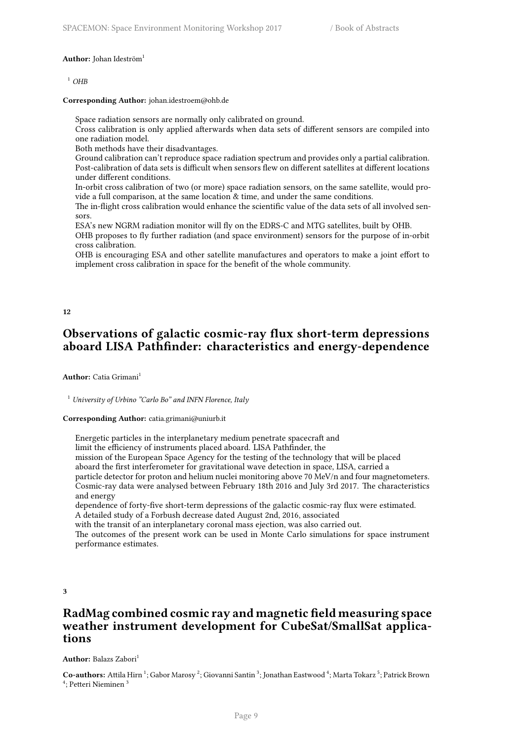**Author:** Johan Ideström[1]

[1] *OHB*

**Corresponding Author:** johan.idestroem@ohb.de

Space radiation sensors are normally only calibrated on ground.
Cross calibration is only applied afterwards when data sets of different sensors are compiled into one radiation model.
Both methods have their disadvantages.
Ground calibration can't reproduce space radiation spectrum and provides only a partial calibration.
Post-calibration of data sets is difficult when sensors flew on different satellites at different locations under different conditions.
In-orbit cross calibration of two (or more) space radiation sensors, on the same satellite, would provide a full comparison, at the same location & time, and under the same conditions.
The in-flight cross calibration would enhance the scientific value of the data sets of all involved sensors.
ESA's new NGRM radiation monitor will fly on the EDRS-C and MTG satellites, built by OHB.
OHB proposes to fly further radiation (and space environment) sensors for the purpose of in-orbit cross calibration.
OHB is encouraging ESA and other satellite manufactures and operators to make a joint effort to implement cross calibration in space for the benefit of the whole community.

**12**

## Observations of galactic cosmic-ray flux short-term depressions aboard LISA Pathfinder: characteristics and energy-dependence

**Author:** Catia Grimani[1]

[1] *University of Urbino "Carlo Bo" and INFN Florence, Italy*

**Corresponding Author:** catia.grimani@uniurb.it

Energetic particles in the interplanetary medium penetrate spacecraft and limit the efficiency of instruments placed aboard. LISA Pathfinder, the mission of the European Space Agency for the testing of the technology that will be placed aboard the first interferometer for gravitational wave detection in space, LISA, carried a particle detector for proton and helium nuclei monitoring above 70 MeV/n and four magnetometers.
Cosmic-ray data were analysed between February 18th 2016 and July 3rd 2017. The characteristics and energy dependence of forty-five short-term depressions of the galactic cosmic-ray flux were estimated.
A detailed study of a Forbush decrease dated August 2nd, 2016, associated with the transit of an interplanetary coronal mass ejection, was also carried out.
The outcomes of the present work can be used in Monte Carlo simulations for space instrument performance estimates.

**3**

## RadMag combined cosmic ray and magnetic field measuring space weather instrument development for CubeSat/SmallSat applications

**Author:** Balazs Zabori[1]

**Co-authors:** Attila Hirn [1]; Gabor Marosy [2]; Giovanni Santin [3]; Jonathan Eastwood [4]; Marta Tokarz [5]; Patrick Brown [4]; Petteri Nieminen [3]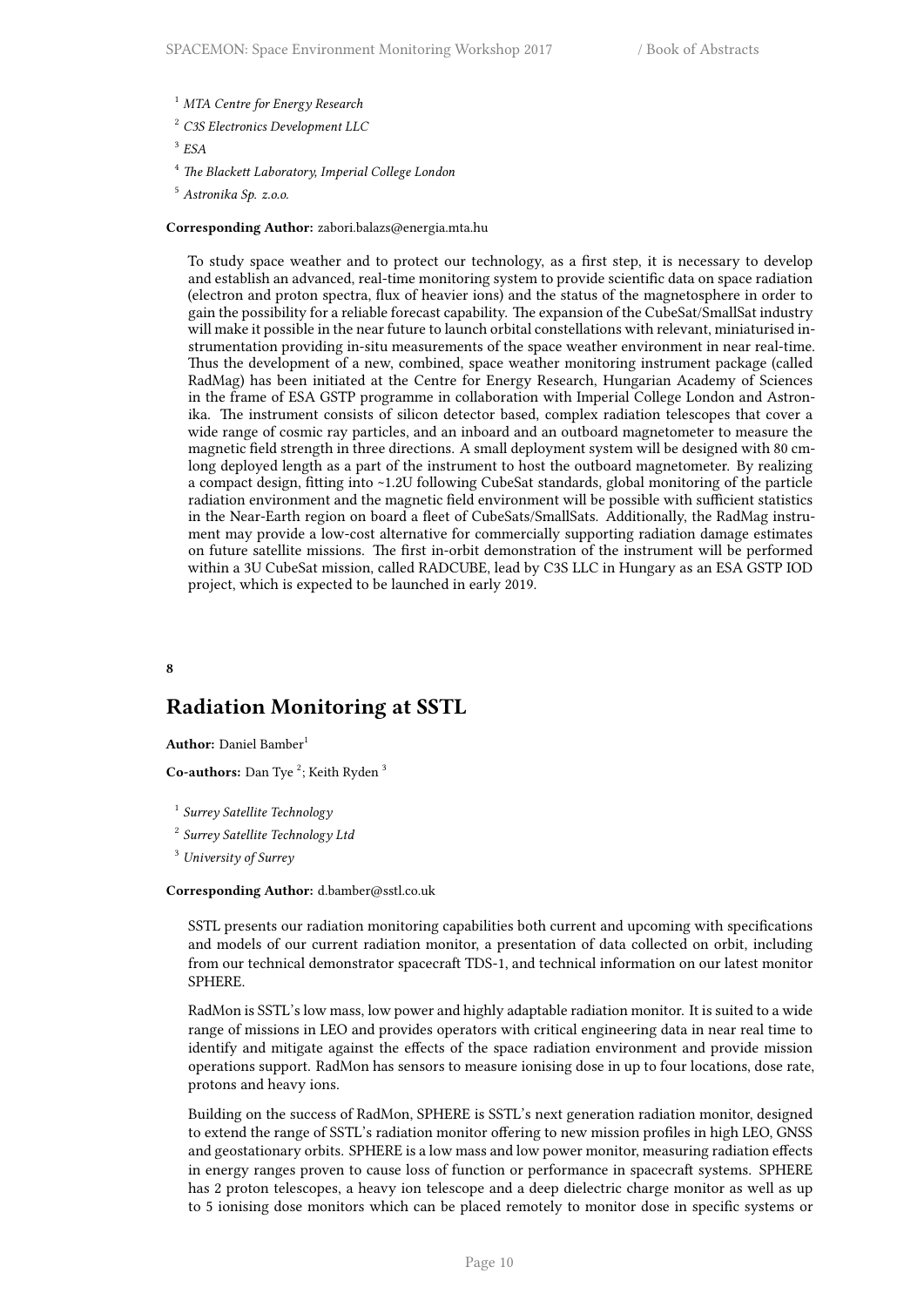[1] *MTA Centre for Energy Research*

[2] *C3S Electronics Development LLC*

[3] *ESA*

[4] *The Blackett Laboratory, Imperial College London*

[5] *Astronika Sp. z.o.o.*

**Corresponding Author:** zabori.balazs@energia.mta.hu

To study space weather and to protect our technology, as a first step, it is necessary to develop and establish an advanced, real-time monitoring system to provide scientific data on space radiation (electron and proton spectra, flux of heavier ions) and the status of the magnetosphere in order to gain the possibility for a reliable forecast capability. The expansion of the CubeSat/SmallSat industry will make it possible in the near future to launch orbital constellations with relevant, miniaturised instrumentation providing in-situ measurements of the space weather environment in near real-time. Thus the development of a new, combined, space weather monitoring instrument package (called RadMag) has been initiated at the Centre for Energy Research, Hungarian Academy of Sciences in the frame of ESA GSTP programme in collaboration with Imperial College London and Astronika. The instrument consists of silicon detector based, complex radiation telescopes that cover a wide range of cosmic ray particles, and an inboard and an outboard magnetometer to measure the magnetic field strength in three directions. A small deployment system will be designed with 80 cm-long deployed length as a part of the instrument to host the outboard magnetometer. By realizing a compact design, fitting into ~1.2U following CubeSat standards, global monitoring of the particle radiation environment and the magnetic field environment will be possible with sufficient statistics in the Near-Earth region on board a fleet of CubeSats/SmallSats. Additionally, the RadMag instrument may provide a low-cost alternative for commercially supporting radiation damage estimates on future satellite missions. The first in-orbit demonstration of the instrument will be performed within a 3U CubeSat mission, called RADCUBE, lead by C3S LLC in Hungary as an ESA GSTP IOD project, which is expected to be launched in early 2019.

**8**

## Radiation Monitoring at SSTL

**Author:** Daniel Bamber[1]

**Co-authors:** Dan Tye [2]; Keith Ryden [3]

[1] *Surrey Satellite Technology*

[2] *Surrey Satellite Technology Ltd*

[3] *University of Surrey*

**Corresponding Author:** d.bamber@sstl.co.uk

SSTL presents our radiation monitoring capabilities both current and upcoming with specifications and models of our current radiation monitor, a presentation of data collected on orbit, including from our technical demonstrator spacecraft TDS-1, and technical information on our latest monitor SPHERE.

RadMon is SSTL's low mass, low power and highly adaptable radiation monitor. It is suited to a wide range of missions in LEO and provides operators with critical engineering data in near real time to identify and mitigate against the effects of the space radiation environment and provide mission operations support. RadMon has sensors to measure ionising dose in up to four locations, dose rate, protons and heavy ions.

Building on the success of RadMon, SPHERE is SSTL's next generation radiation monitor, designed to extend the range of SSTL's radiation monitor offering to new mission profiles in high LEO, GNSS and geostationary orbits. SPHERE is a low mass and low power monitor, measuring radiation effects in energy ranges proven to cause loss of function or performance in spacecraft systems. SPHERE has 2 proton telescopes, a heavy ion telescope and a deep dielectric charge monitor as well as up to 5 ionising dose monitors which can be placed remotely to monitor dose in specific systems or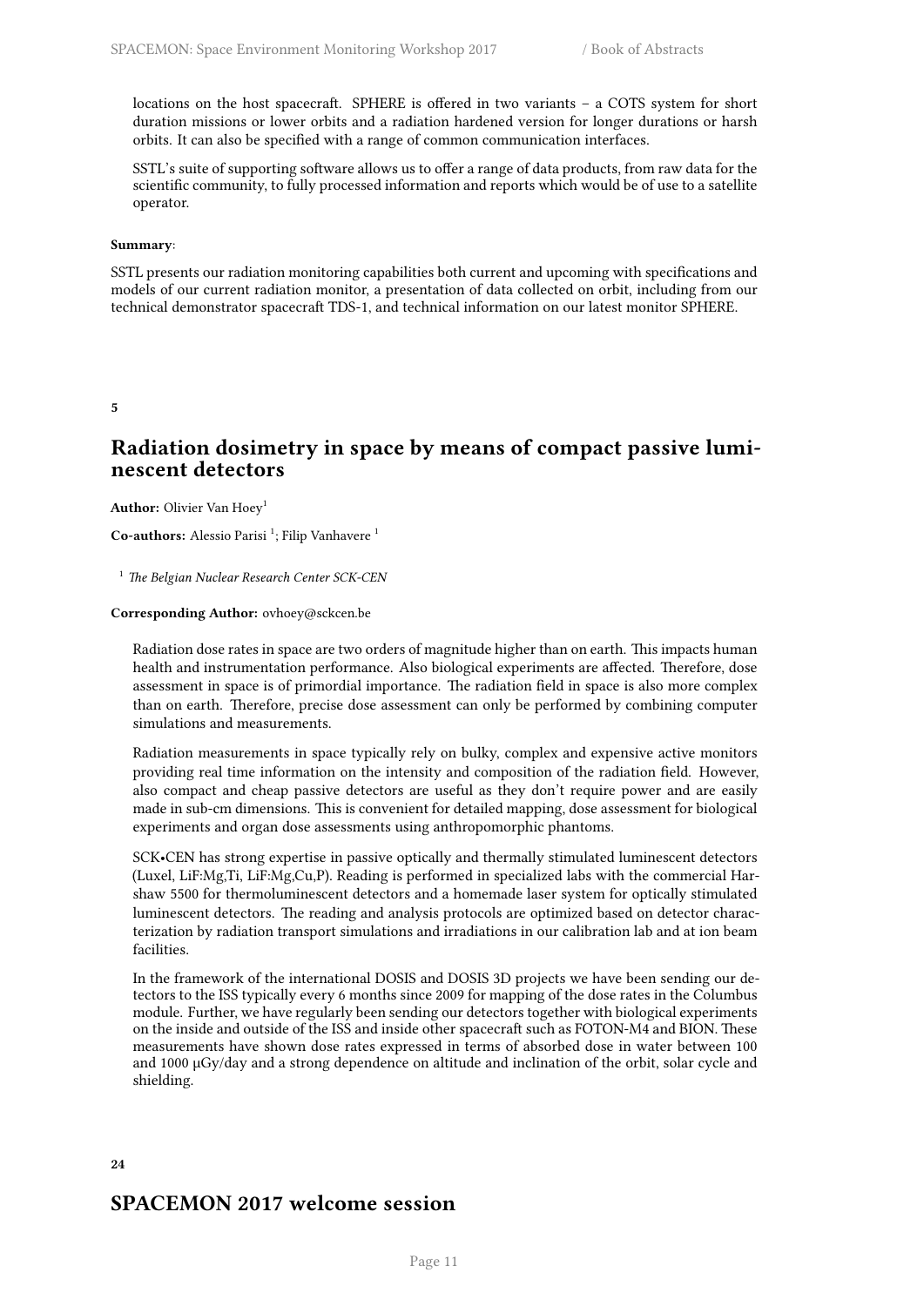locations on the host spacecraft. SPHERE is offered in two variants – a COTS system for short duration missions or lower orbits and a radiation hardened version for longer durations or harsh orbits. It can also be specified with a range of common communication interfaces.

SSTL's suite of supporting software allows us to offer a range of data products, from raw data for the scientific community, to fully processed information and reports which would be of use to a satellite operator.

**Summary**:

SSTL presents our radiation monitoring capabilities both current and upcoming with specifications and models of our current radiation monitor, a presentation of data collected on orbit, including from our technical demonstrator spacecraft TDS-1, and technical information on our latest monitor SPHERE.

**5**

## Radiation dosimetry in space by means of compact passive luminescent detectors

**Author:** Olivier Van Hoey[1]

**Co-authors:** Alessio Parisi [1]; Filip Vanhavere [1]

[1] *The Belgian Nuclear Research Center SCK-CEN*

**Corresponding Author:** ovhoey@sckcen.be

Radiation dose rates in space are two orders of magnitude higher than on earth. This impacts human health and instrumentation performance. Also biological experiments are affected. Therefore, dose assessment in space is of primordial importance. The radiation field in space is also more complex than on earth. Therefore, precise dose assessment can only be performed by combining computer simulations and measurements.

Radiation measurements in space typically rely on bulky, complex and expensive active monitors providing real time information on the intensity and composition of the radiation field. However, also compact and cheap passive detectors are useful as they don't require power and are easily made in sub-cm dimensions. This is convenient for detailed mapping, dose assessment for biological experiments and organ dose assessments using anthropomorphic phantoms.

SCK•CEN has strong expertise in passive optically and thermally stimulated luminescent detectors (Luxel, LiF:Mg,Ti, LiF:Mg,Cu,P). Reading is performed in specialized labs with the commercial Harshaw 5500 for thermoluminescent detectors and a homemade laser system for optically stimulated luminescent detectors. The reading and analysis protocols are optimized based on detector characterization by radiation transport simulations and irradiations in our calibration lab and at ion beam facilities.

In the framework of the international DOSIS and DOSIS 3D projects we have been sending our detectors to the ISS typically every 6 months since 2009 for mapping of the dose rates in the Columbus module. Further, we have regularly been sending our detectors together with biological experiments on the inside and outside of the ISS and inside other spacecraft such as FOTON-M4 and BION. These measurements have shown dose rates expressed in terms of absorbed dose in water between 100 and 1000 µGy/day and a strong dependence on altitude and inclination of the orbit, solar cycle and shielding.

**24**

## SPACEMON 2017 welcome session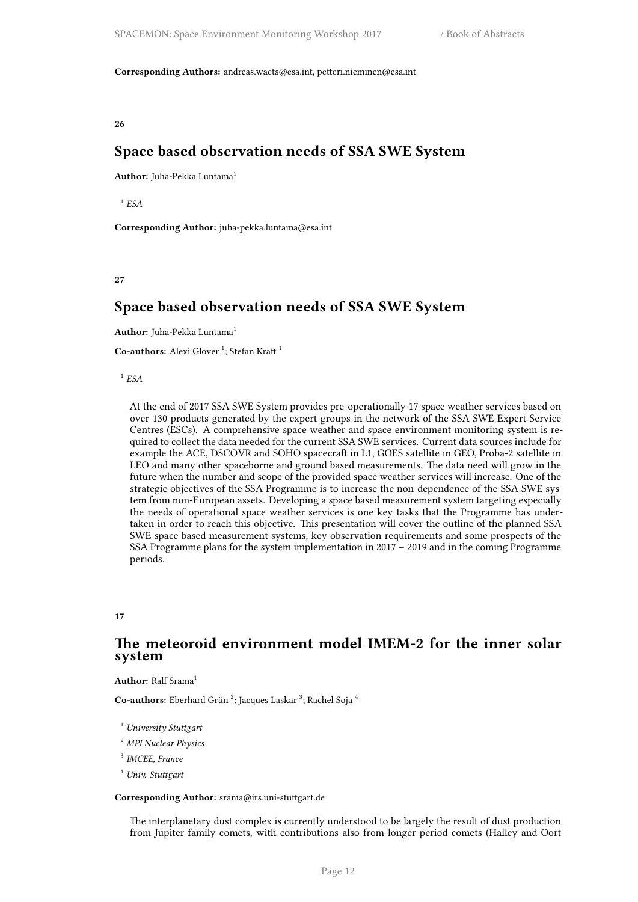**Corresponding Authors:** andreas.waets@esa.int, petteri.nieminen@esa.int

**26**

## Space based observation needs of SSA SWE System

**Author:** Juha-Pekka Luntama[1]

[1] *ESA*

**Corresponding Author:** juha-pekka.luntama@esa.int

**27**

## Space based observation needs of SSA SWE System

**Author:** Juha-Pekka Luntama[1]

**Co-authors:** Alexi Glover [1]; Stefan Kraft [1]

[1] *ESA*

At the end of 2017 SSA SWE System provides pre-operationally 17 space weather services based on over 130 products generated by the expert groups in the network of the SSA SWE Expert Service Centres (ESCs). A comprehensive space weather and space environment monitoring system is required to collect the data needed for the current SSA SWE services. Current data sources include for example the ACE, DSCOVR and SOHO spacecraft in L1, GOES satellite in GEO, Proba-2 satellite in LEO and many other spaceborne and ground based measurements. The data need will grow in the future when the number and scope of the provided space weather services will increase. One of the strategic objectives of the SSA Programme is to increase the non-dependence of the SSA SWE system from non-European assets. Developing a space based measurement system targeting especially the needs of operational space weather services is one key tasks that the Programme has undertaken in order to reach this objective. This presentation will cover the outline of the planned SSA SWE space based measurement systems, key observation requirements and some prospects of the SSA Programme plans for the system implementation in 2017 – 2019 and in the coming Programme periods.

**17**

## The meteoroid environment model IMEM-2 for the inner solar system

**Author:** Ralf Srama[1]

**Co-authors:** Eberhard Grün [2]; Jacques Laskar [3]; Rachel Soja [4]

[1] *University Stuttgart*

[2] *MPI Nuclear Physics*

[3] *IMCEE, France*

[4] *Univ. Stuttgart*

**Corresponding Author:** srama@irs.uni-stuttgart.de

The interplanetary dust complex is currently understood to be largely the result of dust production from Jupiter-family comets, with contributions also from longer period comets (Halley and Oort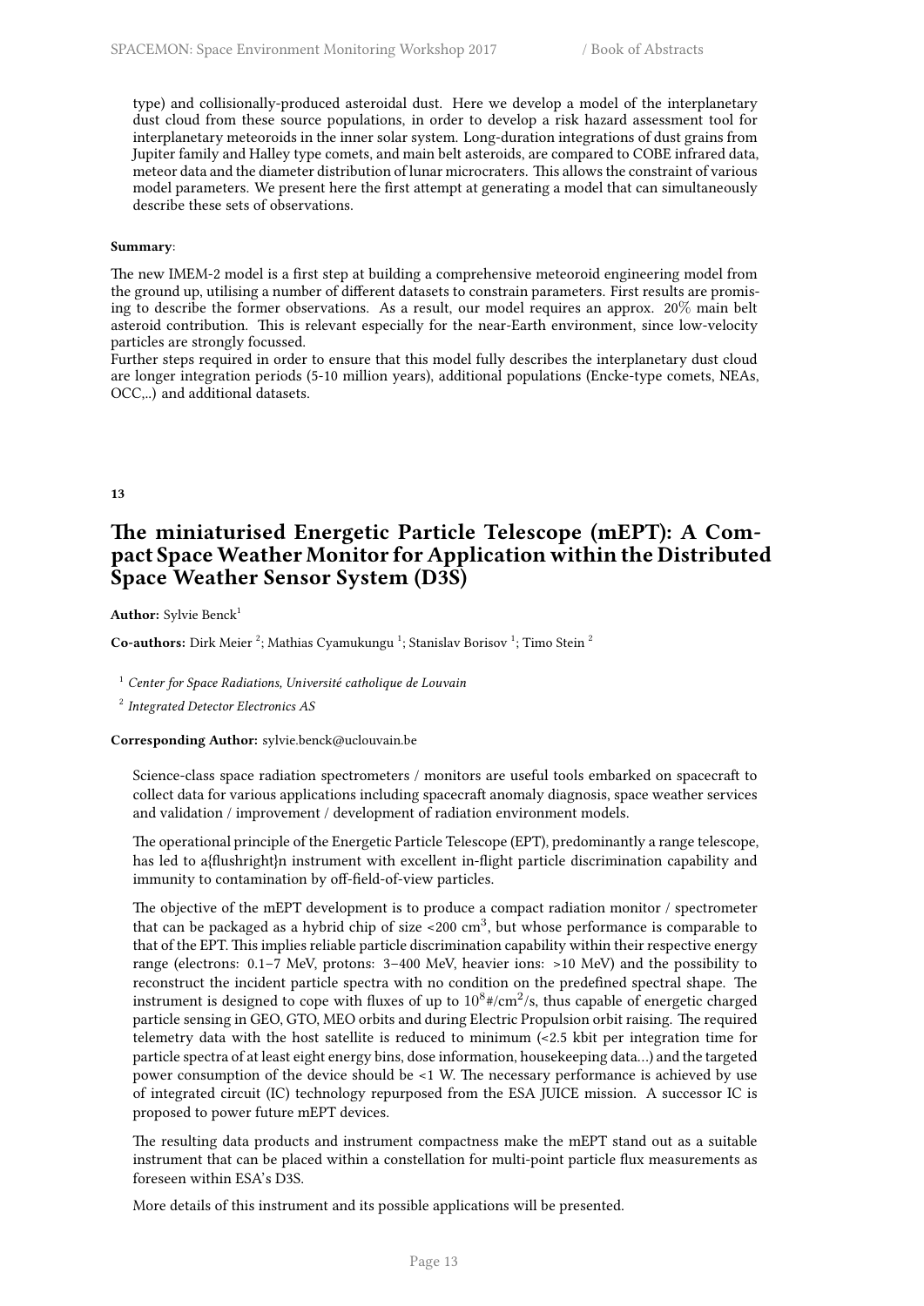type) and collisionally-produced asteroidal dust. Here we develop a model of the interplanetary dust cloud from these source populations, in order to develop a risk hazard assessment tool for interplanetary meteoroids in the inner solar system. Long-duration integrations of dust grains from Jupiter family and Halley type comets, and main belt asteroids, are compared to COBE infrared data, meteor data and the diameter distribution of lunar microcraters. This allows the constraint of various model parameters. We present here the first attempt at generating a model that can simultaneously describe these sets of observations.

**Summary**:

The new IMEM-2 model is a first step at building a comprehensive meteoroid engineering model from the ground up, utilising a number of different datasets to constrain parameters. First results are promising to describe the former observations. As a result, our model requires an approx. 20% main belt asteroid contribution. This is relevant especially for the near-Earth environment, since low-velocity particles are strongly focussed.
Further steps required in order to ensure that this model fully describes the interplanetary dust cloud are longer integration periods (5-10 million years), additional populations (Encke-type comets, NEAs, OCC,..) and additional datasets.

**13**

## The miniaturised Energetic Particle Telescope (mEPT): A Compact Space Weather Monitor for Application within the Distributed Space Weather Sensor System (D3S)

**Author:** Sylvie Benck[1]

**Co-authors:** Dirk Meier [2]; Mathias Cyamukungu [1]; Stanislav Borisov [1]; Timo Stein [2]

[1] *Center for Space Radiations, Université catholique de Louvain*

[2] *Integrated Detector Electronics AS*

**Corresponding Author:** sylvie.benck@uclouvain.be

Science-class space radiation spectrometers / monitors are useful tools embarked on spacecraft to collect data for various applications including spacecraft anomaly diagnosis, space weather services and validation / improvement / development of radiation environment models.

The operational principle of the Energetic Particle Telescope (EPT), predominantly a range telescope, has led to a{flushright}n instrument with excellent in-flight particle discrimination capability and immunity to contamination by off-field-of-view particles.

The objective of the mEPT development is to produce a compact radiation monitor / spectrometer that can be packaged as a hybrid chip of size <200 cm$^3$, but whose performance is comparable to that of the EPT. This implies reliable particle discrimination capability within their respective energy range (electrons: 0.1–7 MeV, protons: 3–400 MeV, heavier ions: >10 MeV) and the possibility to reconstruct the incident particle spectra with no condition on the predefined spectral shape. The instrument is designed to cope with fluxes of up to $10^8$#/cm$^2$/s, thus capable of energetic charged particle sensing in GEO, GTO, MEO orbits and during Electric Propulsion orbit raising. The required telemetry data with the host satellite is reduced to minimum (<2.5 kbit per integration time for particle spectra of at least eight energy bins, dose information, housekeeping data…) and the targeted power consumption of the device should be <1 W. The necessary performance is achieved by use of integrated circuit (IC) technology repurposed from the ESA JUICE mission. A successor IC is proposed to power future mEPT devices.

The resulting data products and instrument compactness make the mEPT stand out as a suitable instrument that can be placed within a constellation for multi-point particle flux measurements as foreseen within ESA's D3S.

More details of this instrument and its possible applications will be presented.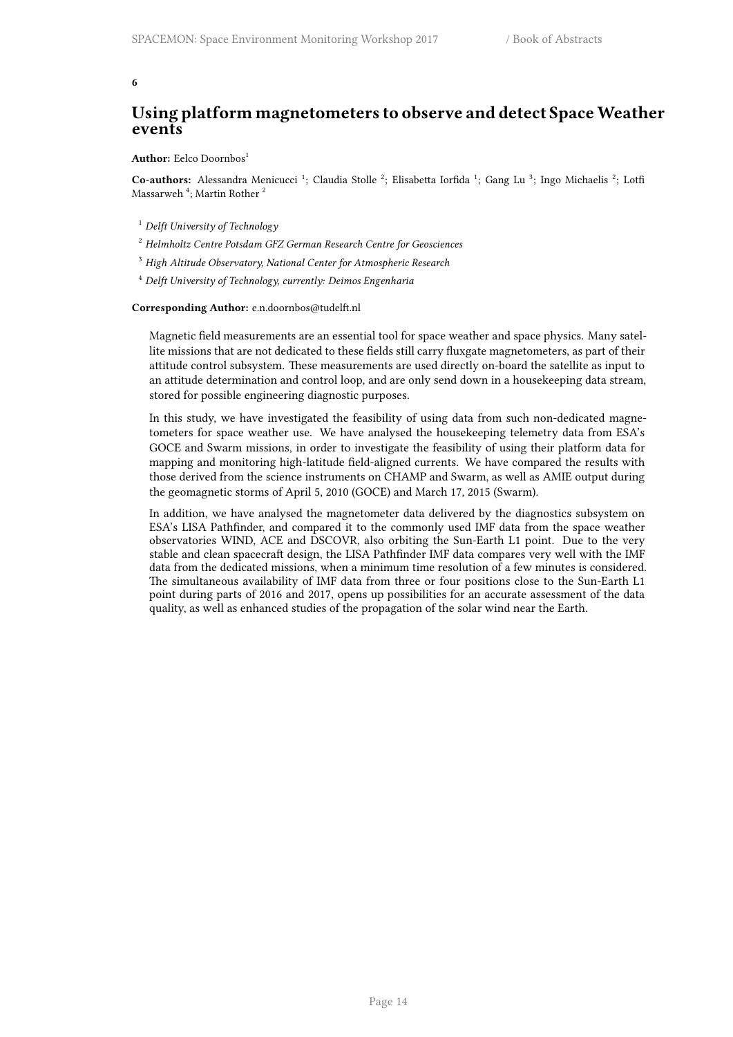**6**

## Using platform magnetometers to observe and detect Space Weather events

**Author:** Eelco Doornbos[1]

**Co-authors:** Alessandra Menicucci [1]; Claudia Stolle [2]; Elisabetta Iorfida [1]; Gang Lu [3]; Ingo Michaelis [2]; Lotfi Massarweh [4]; Martin Rother [2]

[1] *Delft University of Technology*

[2] *Helmholtz Centre Potsdam GFZ German Research Centre for Geosciences*

[3] *High Altitude Observatory, National Center for Atmospheric Research*

[4] *Delft University of Technology, currently: Deimos Engenharia*

**Corresponding Author:** e.n.doornbos@tudelft.nl

Magnetic field measurements are an essential tool for space weather and space physics. Many satellite missions that are not dedicated to these fields still carry fluxgate magnetometers, as part of their attitude control subsystem. These measurements are used directly on-board the satellite as input to an attitude determination and control loop, and are only send down in a housekeeping data stream, stored for possible engineering diagnostic purposes.

In this study, we have investigated the feasibility of using data from such non-dedicated magnetometers for space weather use. We have analysed the housekeeping telemetry data from ESA's GOCE and Swarm missions, in order to investigate the feasibility of using their platform data for mapping and monitoring high-latitude field-aligned currents. We have compared the results with those derived from the science instruments on CHAMP and Swarm, as well as AMIE output during the geomagnetic storms of April 5, 2010 (GOCE) and March 17, 2015 (Swarm).

In addition, we have analysed the magnetometer data delivered by the diagnostics subsystem on ESA's LISA Pathfinder, and compared it to the commonly used IMF data from the space weather observatories WIND, ACE and DSCOVR, also orbiting the Sun-Earth L1 point. Due to the very stable and clean spacecraft design, the LISA Pathfinder IMF data compares very well with the IMF data from the dedicated missions, when a minimum time resolution of a few minutes is considered. The simultaneous availability of IMF data from three or four positions close to the Sun-Earth L1 point during parts of 2016 and 2017, opens up possibilities for an accurate assessment of the data quality, as well as enhanced studies of the propagation of the solar wind near the Earth.